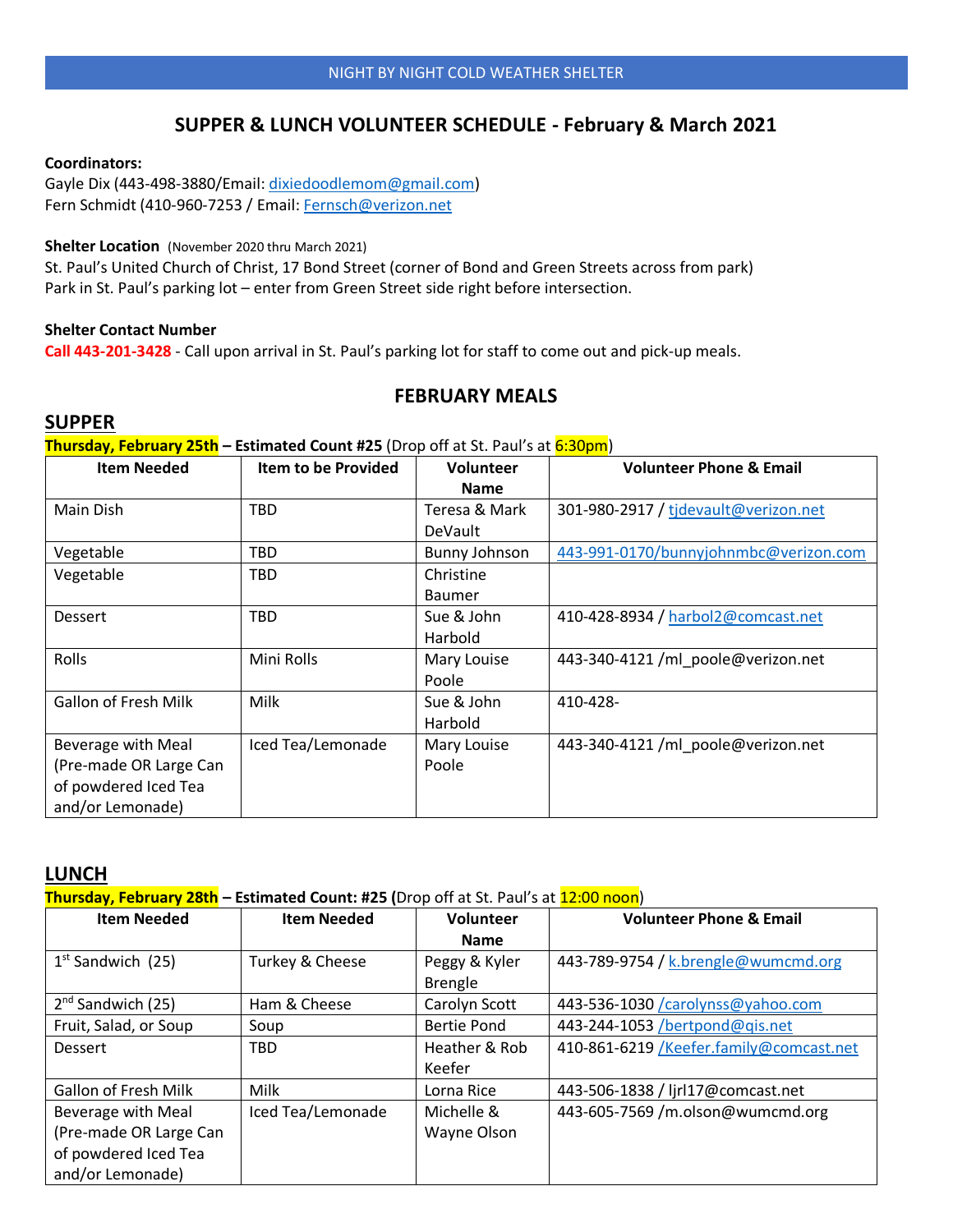NIGHT BY NIGHT COLD WEATHER SHELTER

# SUPPER & LUNCH VOLUNTEER SCHEDULE - February & March 2021

**Coordinators:**
Gayle Dix (443-498-3880/Email: dixiedoodlemom@gmail.com)
Fern Schmidt (410-960-7253 / Email: Fernsch@verizon.net

**Shelter Location** (November 2020 thru March 2021)
St. Paul's United Church of Christ, 17 Bond Street (corner of Bond and Green Streets across from park)
Park in St. Paul's parking lot – enter from Green Street side right before intersection.

**Shelter Contact Number**
**Call 443-201-3428** - Call upon arrival in St. Paul's parking lot for staff to come out and pick-up meals.

## FEBRUARY MEALS

## SUPPER

**Thursday, February 25th – Estimated Count #25** (Drop off at St. Paul's at 6:30pm)

| Item Needed | Item to be Provided | Volunteer Name | Volunteer Phone & Email |
|---|---|---|---|
| Main Dish | TBD | Teresa & Mark DeVault | 301-980-2917 / tjdevault@verizon.net |
| Vegetable | TBD | Bunny Johnson | 443-991-0170/bunnyjohnmbc@verizon.com |
| Vegetable | TBD | Christine Baumer | |
| Dessert | TBD | Sue & John Harbold | 410-428-8934 / harbol2@comcast.net |
| Rolls | Mini Rolls | Mary Louise Poole | 443-340-4121 /ml_poole@verizon.net |
| Gallon of Fresh Milk | Milk | Sue & John Harbold | 410-428- |
| Beverage with Meal (Pre-made OR Large Can of powdered Iced Tea and/or Lemonade) | Iced Tea/Lemonade | Mary Louise Poole | 443-340-4121 /ml_poole@verizon.net |

## LUNCH

**Thursday, February 28th – Estimated Count: #25 (**Drop off at St. Paul's at 12:00 noon)

| Item Needed | Item Needed | Volunteer Name | Volunteer Phone & Email |
|---|---|---|---|
| 1st Sandwich (25) | Turkey & Cheese | Peggy & Kyler Brengle | 443-789-9754 / k.brengle@wumcmd.org |
| 2nd Sandwich (25) | Ham & Cheese | Carolyn Scott | 443-536-1030 /carolynss@yahoo.com |
| Fruit, Salad, or Soup | Soup | Bertie Pond | 443-244-1053 /bertpond@qis.net |
| Dessert | TBD | Heather & Rob Keefer | 410-861-6219 /Keefer.family@comcast.net |
| Gallon of Fresh Milk | Milk | Lorna Rice | 443-506-1838 / ljrl17@comcast.net |
| Beverage with Meal (Pre-made OR Large Can of powdered Iced Tea and/or Lemonade) | Iced Tea/Lemonade | Michelle & Wayne Olson | 443-605-7569 /m.olson@wumcmd.org |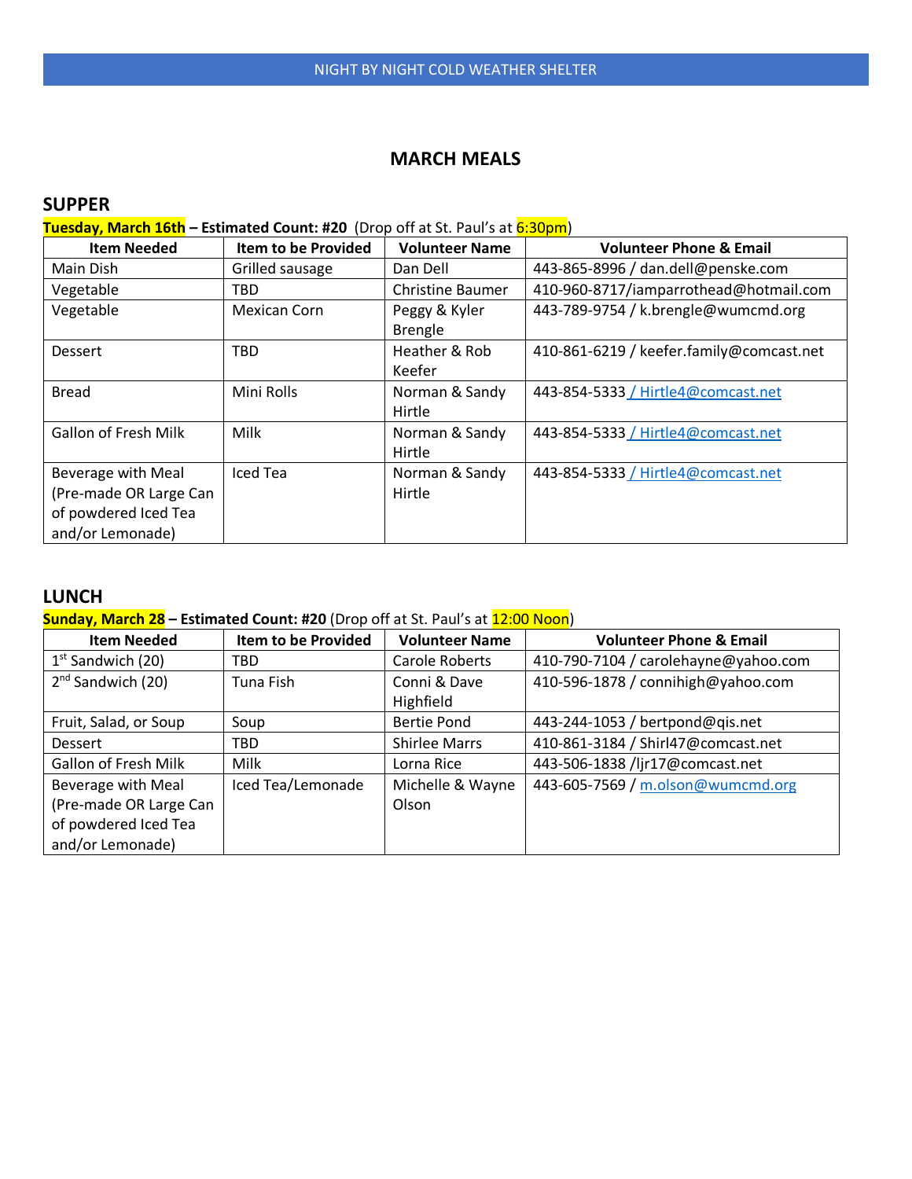NIGHT BY NIGHT COLD WEATHER SHELTER

## MARCH MEALS

### SUPPER

**Tuesday, March 16th – Estimated Count: #20** (Drop off at St. Paul's at 6:30pm)

| Item Needed | Item to be Provided | Volunteer Name | Volunteer Phone & Email |
|---|---|---|---|
| Main Dish | Grilled sausage | Dan Dell | 443-865-8996 / dan.dell@penske.com |
| Vegetable | TBD | Christine Baumer | 410-960-8717/iamparrothead@hotmail.com |
| Vegetable | Mexican Corn | Peggy & Kyler Brengle | 443-789-9754 / k.brengle@wumcmd.org |
| Dessert | TBD | Heather & Rob Keefer | 410-861-6219 / keefer.family@comcast.net |
| Bread | Mini Rolls | Norman & Sandy Hirtle | 443-854-5333 / Hirtle4@comcast.net |
| Gallon of Fresh Milk | Milk | Norman & Sandy Hirtle | 443-854-5333 / Hirtle4@comcast.net |
| Beverage with Meal (Pre-made OR Large Can of powdered Iced Tea and/or Lemonade) | Iced Tea | Norman & Sandy Hirtle | 443-854-5333 / Hirtle4@comcast.net |

### LUNCH

**Sunday, March 28 – Estimated Count: #20** (Drop off at St. Paul's at 12:00 Noon)

| Item Needed | Item to be Provided | Volunteer Name | Volunteer Phone & Email |
|---|---|---|---|
| 1st Sandwich (20) | TBD | Carole Roberts | 410-790-7104 / carolehayne@yahoo.com |
| 2nd Sandwich (20) | Tuna Fish | Conni & Dave Highfield | 410-596-1878 / connihigh@yahoo.com |
| Fruit, Salad, or Soup | Soup | Bertie Pond | 443-244-1053 / bertpond@qis.net |
| Dessert | TBD | Shirlee Marrs | 410-861-3184 / Shirl47@comcast.net |
| Gallon of Fresh Milk | Milk | Lorna Rice | 443-506-1838 /ljr17@comcast.net |
| Beverage with Meal (Pre-made OR Large Can of powdered Iced Tea and/or Lemonade) | Iced Tea/Lemonade | Michelle & Wayne Olson | 443-605-7569 / m.olson@wumcmd.org |